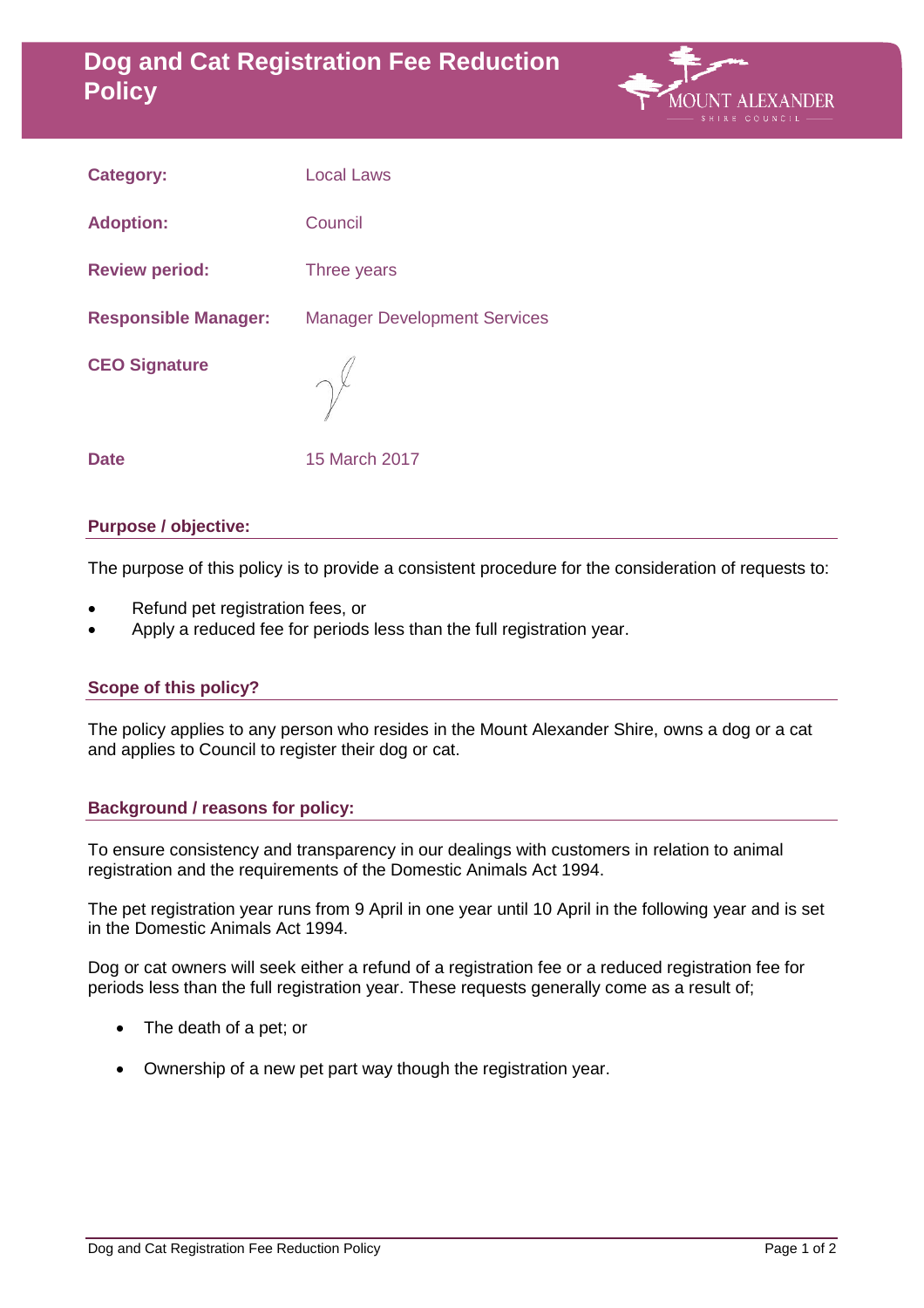# Dog and Cat Registration Fee Reduction Policy

MOUNT ALEXANDER SHIRE COUNCIL

| | |
|---|---|
| **Category:** | Local Laws |
| **Adoption:** | Council |
| **Review period:** | Three years |
| **Responsible Manager:** | Manager Development Services |
| **CEO Signature** | |
| **Date** | 15 March 2017 |

## Purpose / objective:

The purpose of this policy is to provide a consistent procedure for the consideration of requests to:

- Refund pet registration fees, or
- Apply a reduced fee for periods less than the full registration year.

## Scope of this policy?

The policy applies to any person who resides in the Mount Alexander Shire, owns a dog or a cat and applies to Council to register their dog or cat.

## Background / reasons for policy:

To ensure consistency and transparency in our dealings with customers in relation to animal registration and the requirements of the Domestic Animals Act 1994.

The pet registration year runs from 9 April in one year until 10 April in the following year and is set in the Domestic Animals Act 1994.

Dog or cat owners will seek either a refund of a registration fee or a reduced registration fee for periods less than the full registration year. These requests generally come as a result of;

- The death of a pet; or
- Ownership of a new pet part way though the registration year.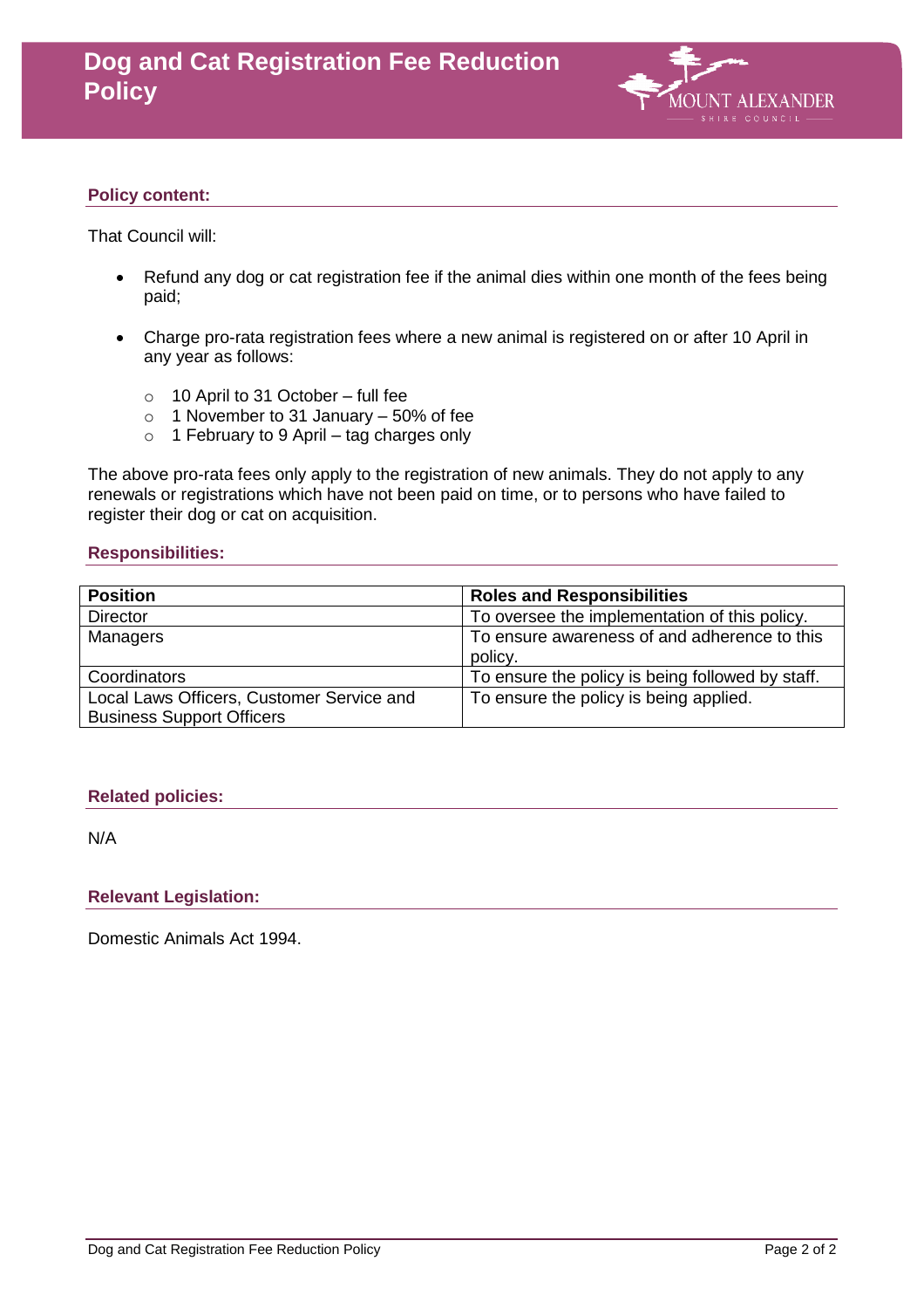# Dog and Cat Registration Fee Reduction Policy

## Policy content:

That Council will:

- Refund any dog or cat registration fee if the animal dies within one month of the fees being paid;
- Charge pro-rata registration fees where a new animal is registered on or after 10 April in any year as follows:
  - 10 April to 31 October – full fee
  - 1 November to 31 January – 50% of fee
  - 1 February to 9 April – tag charges only

The above pro-rata fees only apply to the registration of new animals. They do not apply to any renewals or registrations which have not been paid on time, or to persons who have failed to register their dog or cat on acquisition.

## Responsibilities:

| Position | Roles and Responsibilities |
| --- | --- |
| Director | To oversee the implementation of this policy. |
| Managers | To ensure awareness of and adherence to this policy. |
| Coordinators | To ensure the policy is being followed by staff. |
| Local Laws Officers, Customer Service and Business Support Officers | To ensure the policy is being applied. |

## Related policies:

N/A

## Relevant Legislation:

Domestic Animals Act 1994.